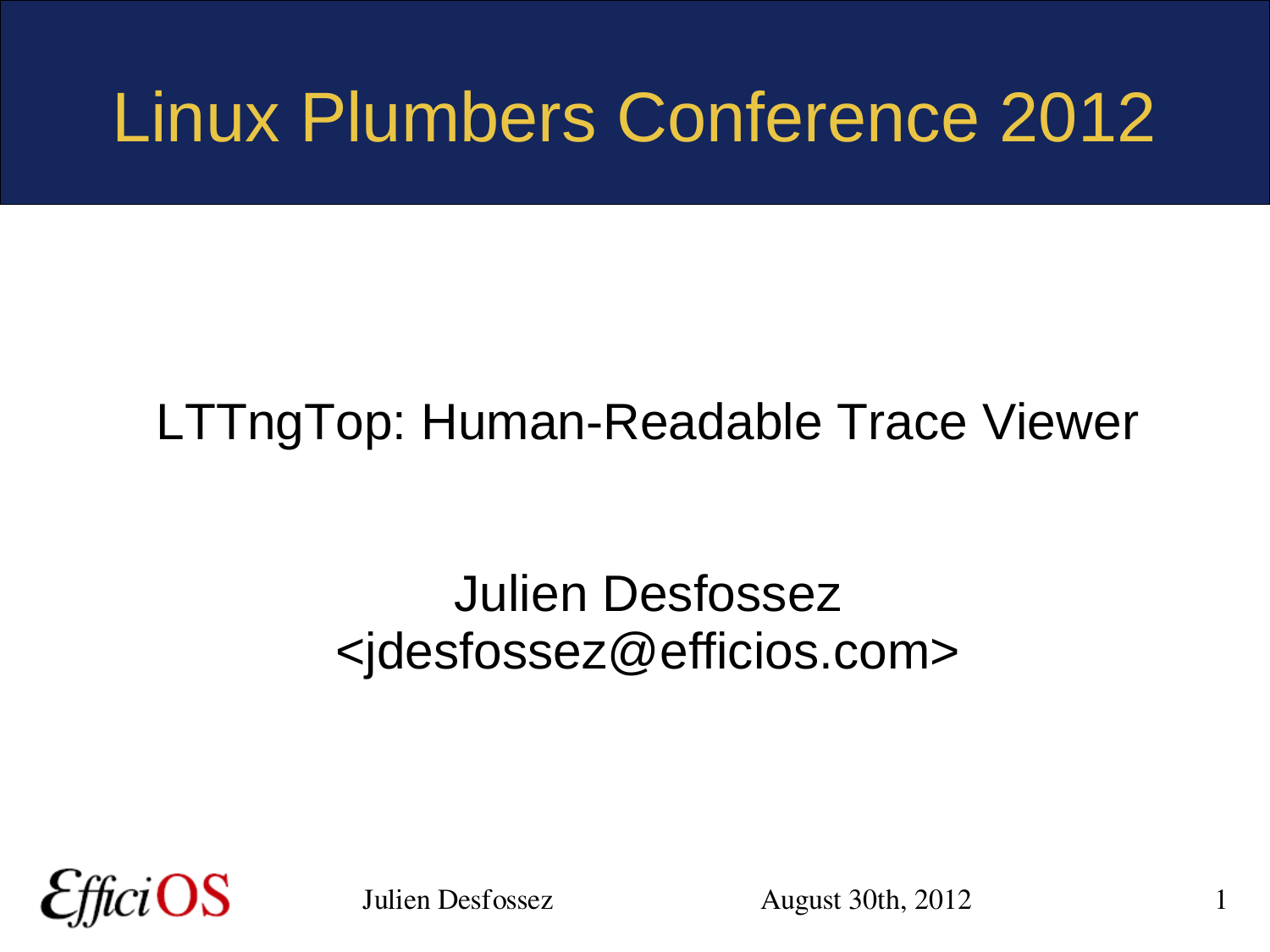# Linux Plumbers Conference 2012

## LTTngTop: Human-Readable Trace Viewer

Julien Desfossez
<jdesfossez@efficios.com>

EfficiOS

Julien Desfossez

August 30th, 2012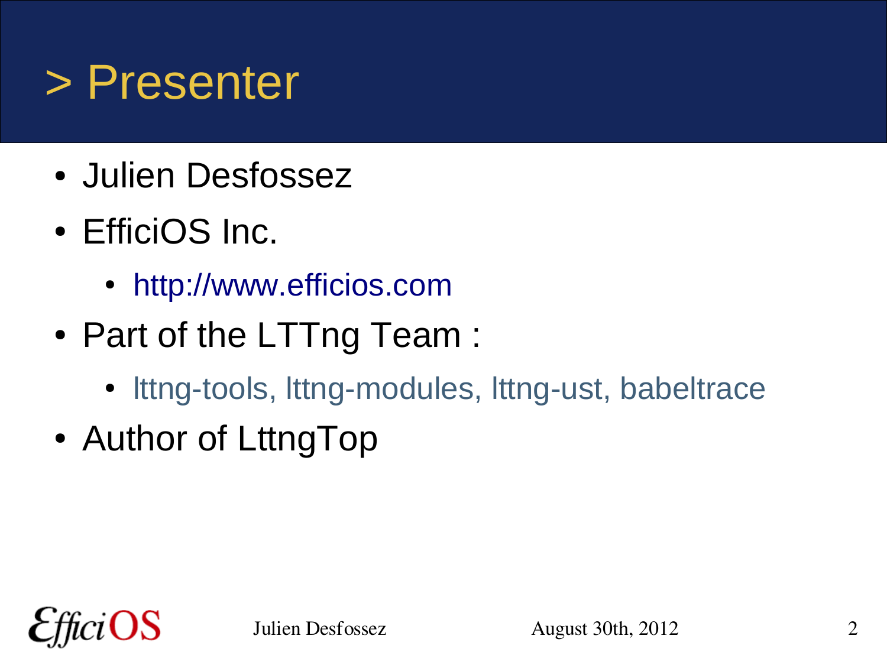# > Presenter

- Julien Desfossez
- EfficiOS Inc.
  - http://www.efficios.com
- Part of the LTTng Team :
  - lttng-tools, lttng-modules, lttng-ust, babeltrace
- Author of LttngTop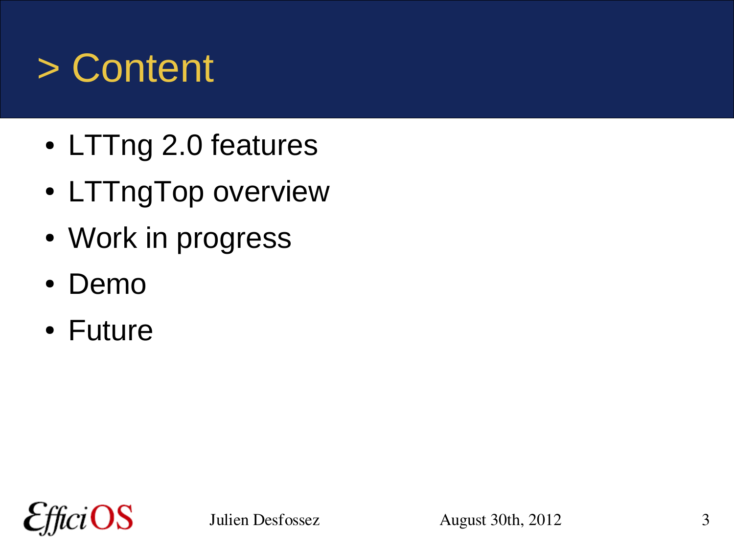# > Content

- LTTng 2.0 features
- LTTngTop overview
- Work in progress
- Demo
- Future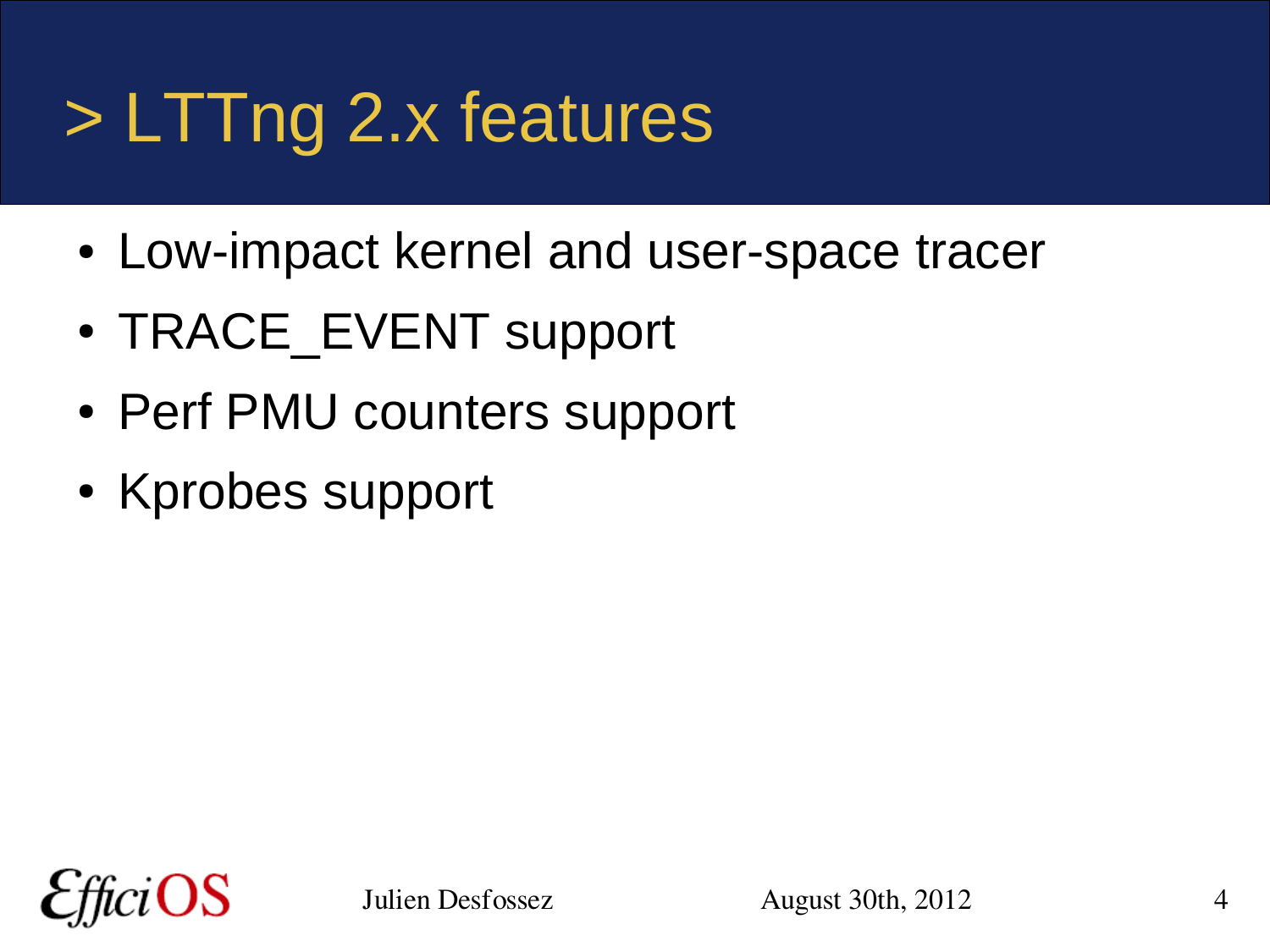# > LTTng 2.x features

- Low-impact kernel and user-space tracer
- TRACE_EVENT support
- Perf PMU counters support
- Kprobes support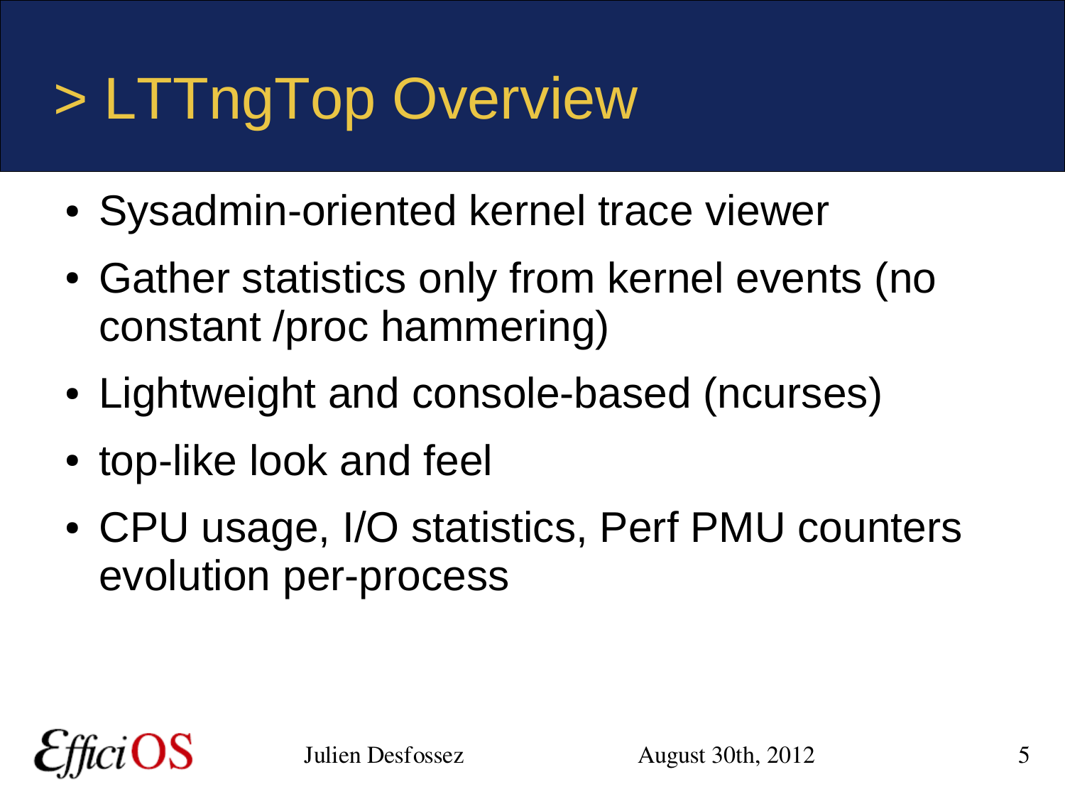# > LTTngTop Overview

- Sysadmin-oriented kernel trace viewer
- Gather statistics only from kernel events (no constant /proc hammering)
- Lightweight and console-based (ncurses)
- top-like look and feel
- CPU usage, I/O statistics, Perf PMU counters evolution per-process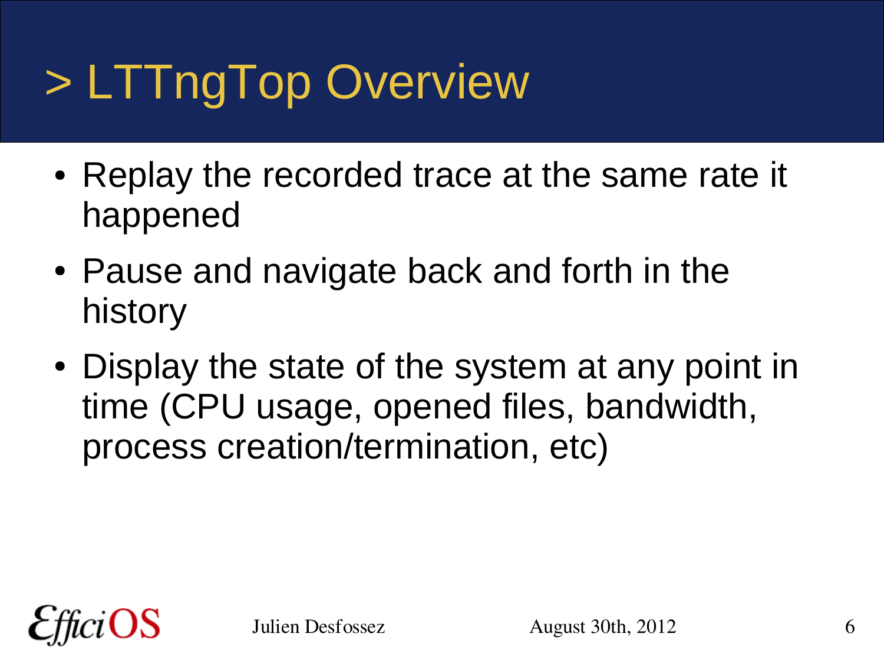# > LTTngTop Overview

- Replay the recorded trace at the same rate it happened
- Pause and navigate back and forth in the history
- Display the state of the system at any point in time (CPU usage, opened files, bandwidth, process creation/termination, etc)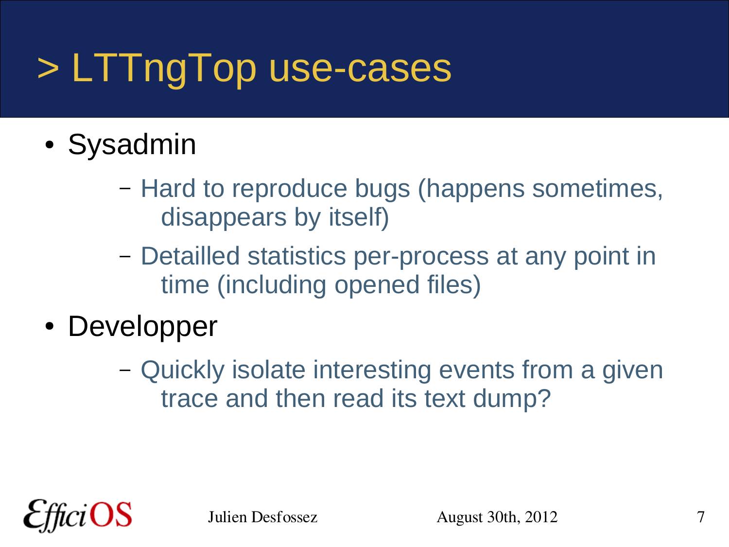# > LTTngTop use-cases

- Sysadmin
  - Hard to reproduce bugs (happens sometimes, disappears by itself)
  - Detailled statistics per-process at any point in time (including opened files)
- Developper
  - Quickly isolate interesting events from a given trace and then read its text dump?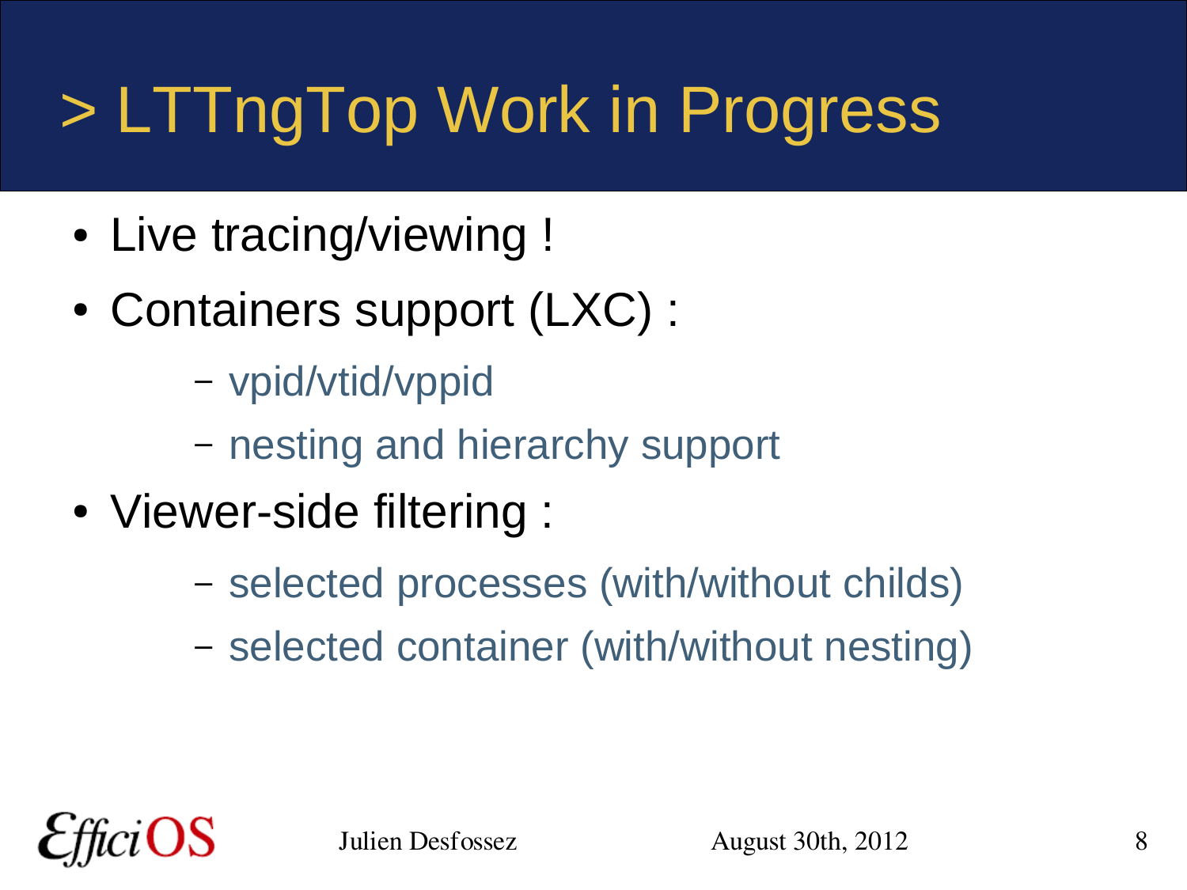# > LTTngTop Work in Progress

- Live tracing/viewing !
- Containers support (LXC) :
  - vpid/vtid/vppid
  - nesting and hierarchy support
- Viewer-side filtering :
  - selected processes (with/without childs)
  - selected container (with/without nesting)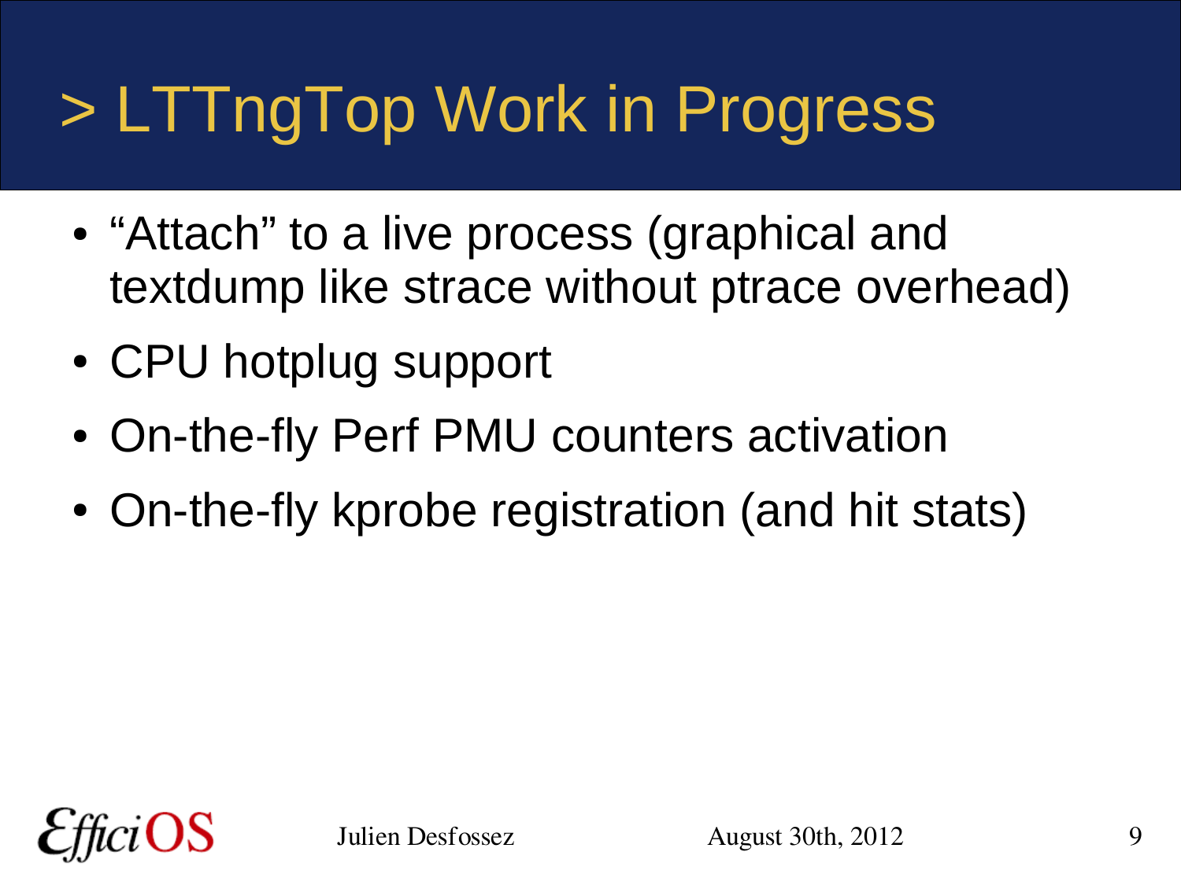# > LTTngTop Work in Progress

- “Attach” to a live process (graphical and textdump like strace without ptrace overhead)
- CPU hotplug support
- On-the-fly Perf PMU counters activation
- On-the-fly kprobe registration (and hit stats)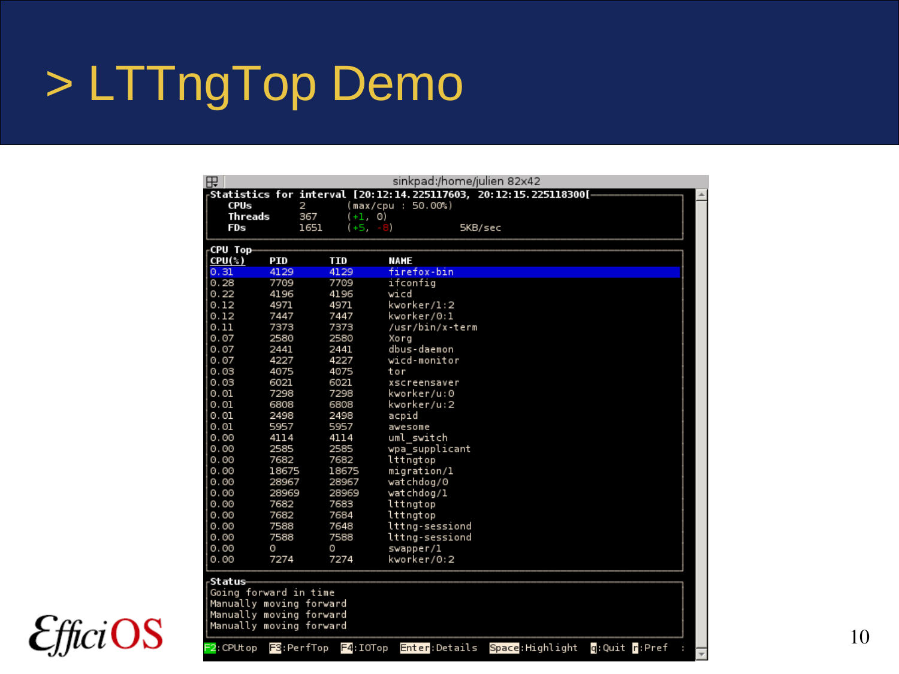# > LTTngTop Demo

```
sinkpad:/home/julien 82x42
Statistics for interval [20:12:14.225117603, 20:12:15.225118300[
    CPUs        2        (max/cpu : 50.00%)
    Threads     367      (+1, 0)
    FDs         1651     (+5, -8)              5KB/sec

CPU Top
CPU(%)    PID       TID       NAME
0.31      4129      4129      firefox-bin
0.28      7709      7709      ifconfig
0.22      4196      4196      wicd
0.12      4971      4971      kworker/1:2
0.12      7447      7447      kworker/0:1
0.11      7373      7373      /usr/bin/x-term
0.07      2580      2580      Xorg
0.07      2441      2441      dbus-daemon
0.07      4227      4227      wicd-monitor
0.03      4075      4075      tor
0.03      6021      6021      xscreensaver
0.01      7298      7298      kworker/u:0
0.01      6808      6808      kworker/u:2
0.01      2498      2498      acpid
0.01      5957      5957      awesome
0.00      4114      4114      uml_switch
0.00      2585      2585      wpa_supplicant
0.00      7682      7682      lttngtop
0.00      18675     18675     migration/1
0.00      28967     28967     watchdog/0
0.00      28969     28969     watchdog/1
0.00      7682      7683      lttngtop
0.00      7682      7684      lttngtop
0.00      7588      7648      lttng-sessiond
0.00      7588      7588      lttng-sessiond
0.00      0         0         swapper/1
0.00      7274      7274      kworker/0:2

Status
Going forward in time
Manually moving forward
Manually moving forward
Manually moving forward

F2:CPUtop  F3:PerfTop  F4:IOTop  Enter:Details  Space:Highlight  q:Quit  r:Pref  :
```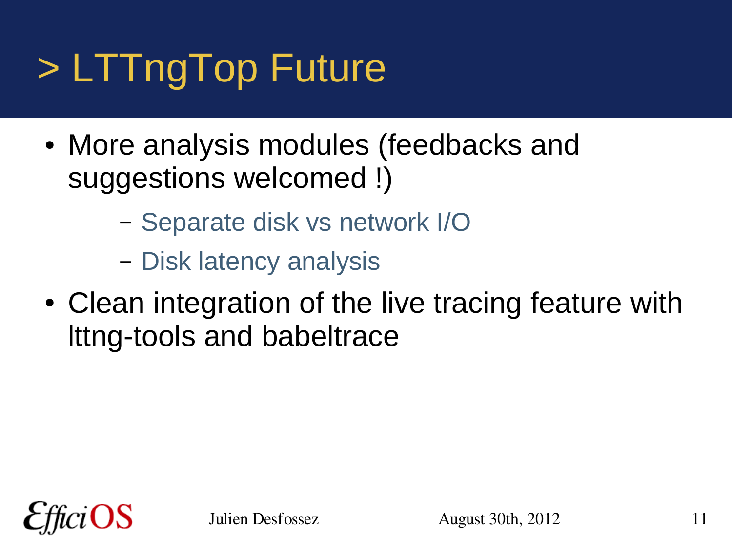# > LTTngTop Future

- More analysis modules (feedbacks and suggestions welcomed !)
  - Separate disk vs network I/O
  - Disk latency analysis
- Clean integration of the live tracing feature with lttng-tools and babeltrace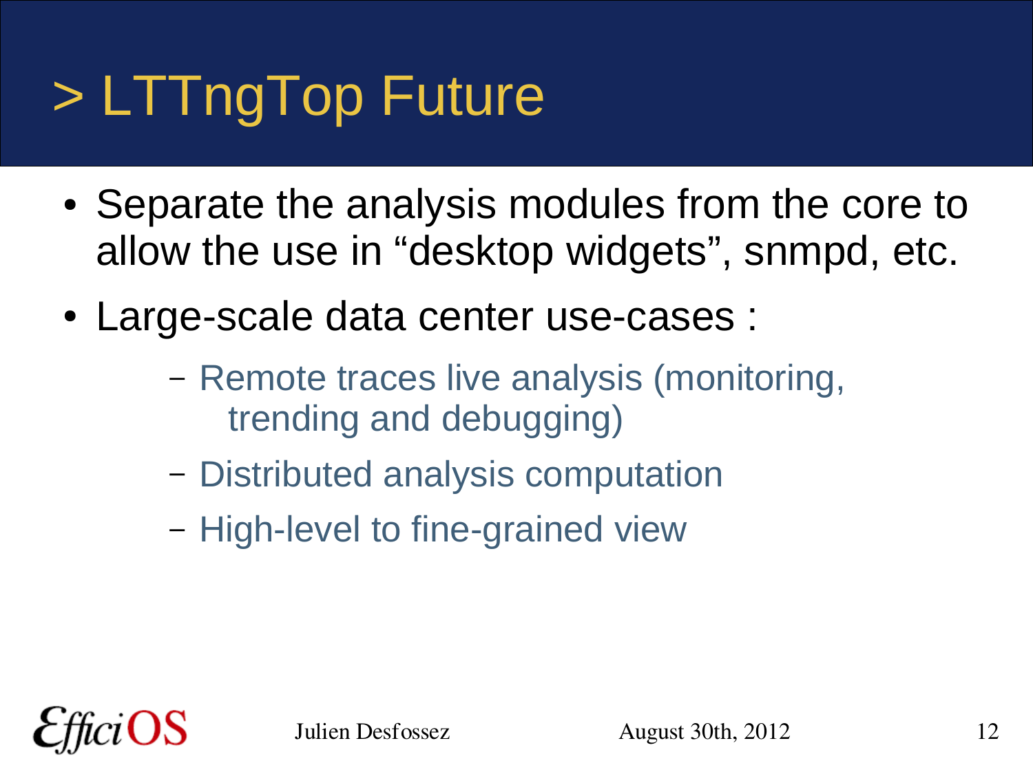# > LTTngTop Future

- Separate the analysis modules from the core to allow the use in “desktop widgets”, snmpd, etc.
- Large-scale data center use-cases :
  - Remote traces live analysis (monitoring, trending and debugging)
  - Distributed analysis computation
  - High-level to fine-grained view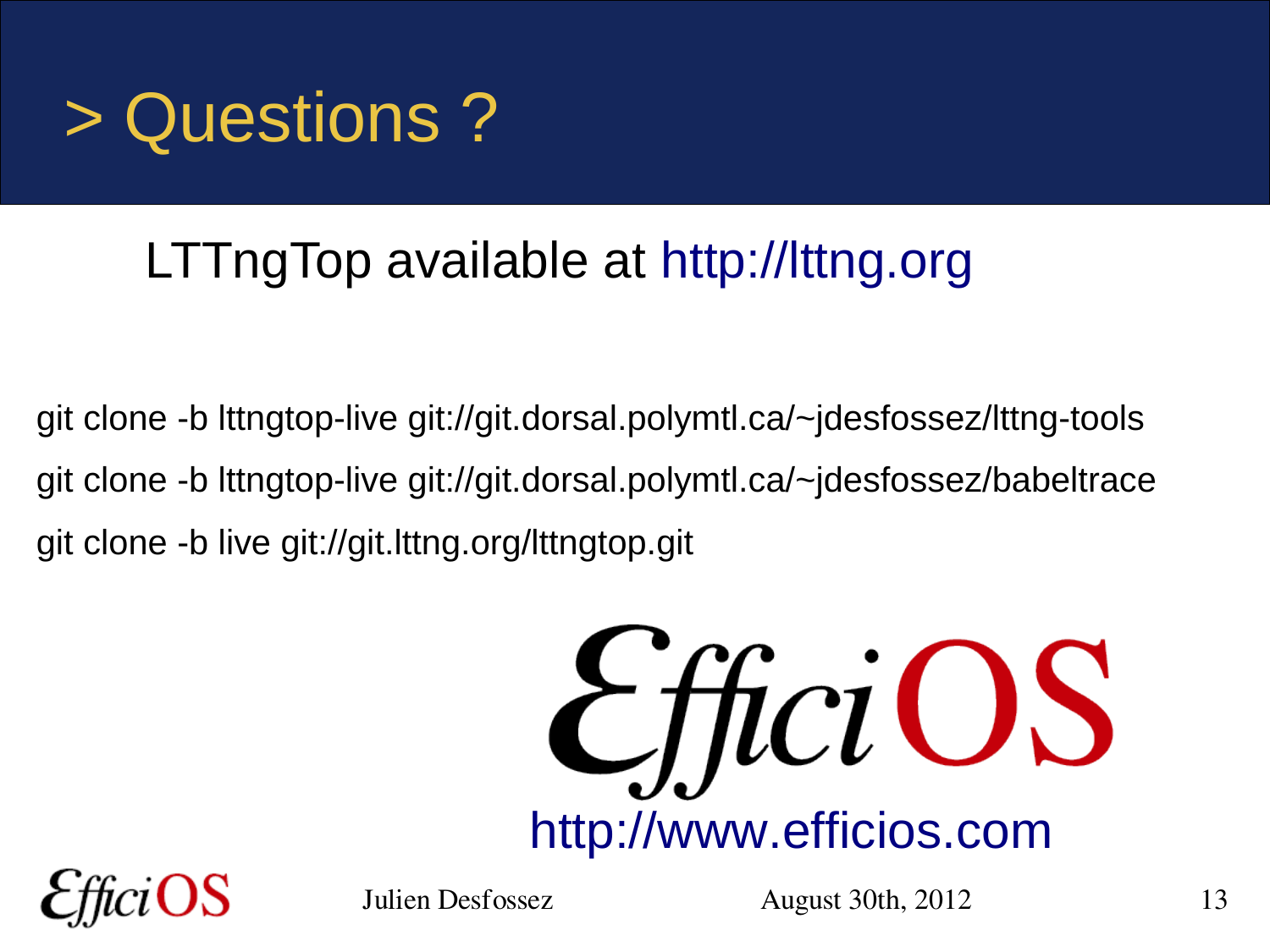# > Questions ?

LTTngTop available at http://lttng.org

```
git clone -b lttngtop-live git://git.dorsal.polymtl.ca/~jdesfossez/lttng-tools
git clone -b lttngtop-live git://git.dorsal.polymtl.ca/~jdesfossez/babeltrace
git clone -b live git://git.lttng.org/lttngtop.git
```

EfficiOS

http://www.efficios.com